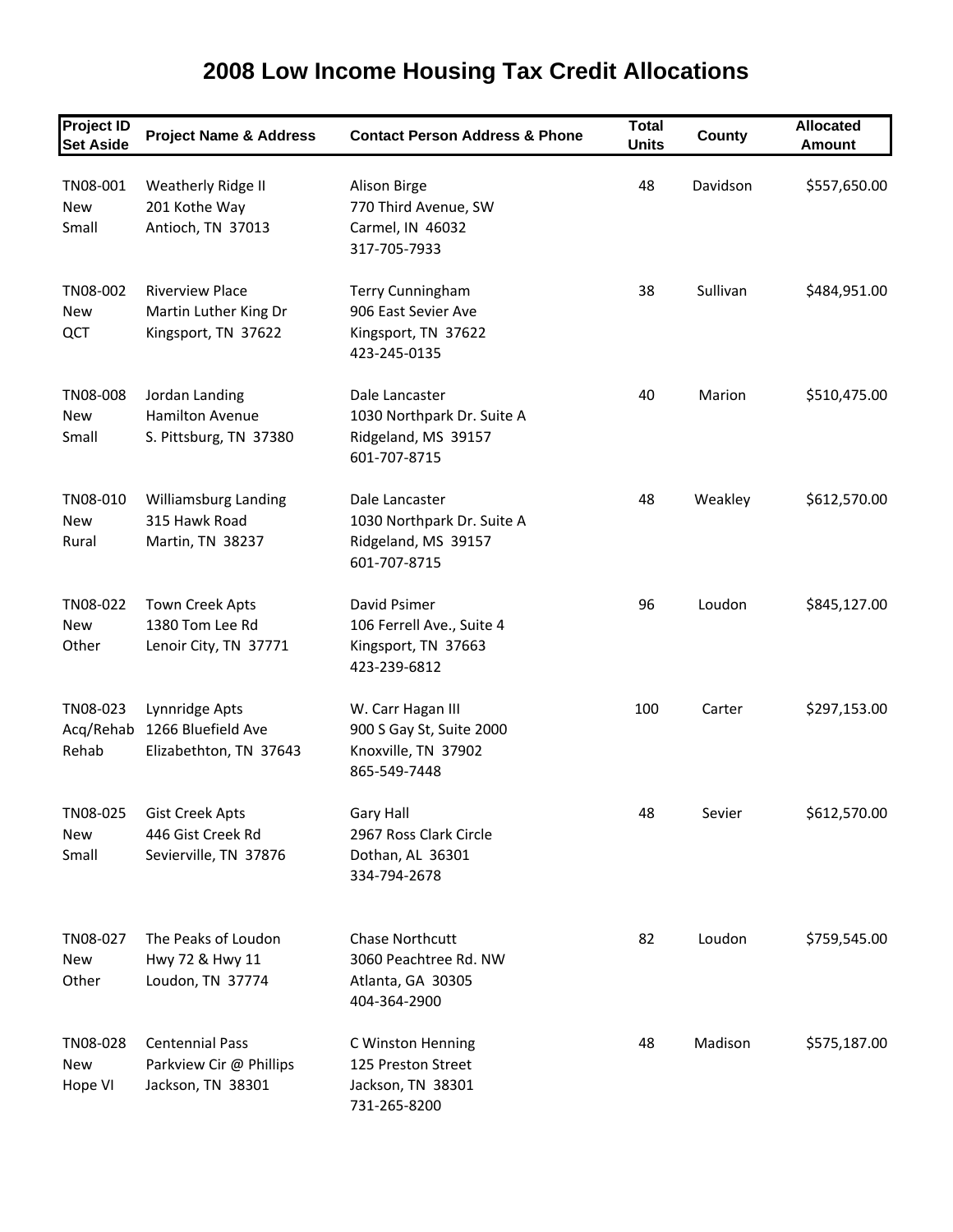# 2008 Low Income Housing Tax Credit Allocations

| Project ID<br>Set Aside | Project Name & Address | Contact Person Address & Phone | Total Units | County | Allocated Amount |
|---|---|---|---|---|---|
| TN08-001<br>New<br>Small | Weatherly Ridge II<br>201 Kothe Way<br>Antioch, TN 37013 | Alison Birge<br>770 Third Avenue, SW<br>Carmel, IN 46032<br>317-705-7933 | 48 | Davidson | $557,650.00 |
| TN08-002<br>New<br>QCT | Riverview Place<br>Martin Luther King Dr<br>Kingsport, TN 37622 | Terry Cunningham<br>906 East Sevier Ave<br>Kingsport, TN 37622<br>423-245-0135 | 38 | Sullivan | $484,951.00 |
| TN08-008<br>New<br>Small | Jordan Landing<br>Hamilton Avenue<br>S. Pittsburg, TN 37380 | Dale Lancaster<br>1030 Northpark Dr. Suite A<br>Ridgeland, MS 39157<br>601-707-8715 | 40 | Marion | $510,475.00 |
| TN08-010<br>New<br>Rural | Williamsburg Landing<br>315 Hawk Road<br>Martin, TN 38237 | Dale Lancaster<br>1030 Northpark Dr. Suite A<br>Ridgeland, MS 39157<br>601-707-8715 | 48 | Weakley | $612,570.00 |
| TN08-022<br>New<br>Other | Town Creek Apts<br>1380 Tom Lee Rd<br>Lenoir City, TN 37771 | David Psimer<br>106 Ferrell Ave., Suite 4<br>Kingsport, TN 37663<br>423-239-6812 | 96 | Loudon | $845,127.00 |
| TN08-023<br>Acq/Rehab<br>Rehab | Lynnridge Apts<br>1266 Bluefield Ave<br>Elizabethton, TN 37643 | W. Carr Hagan III<br>900 S Gay St, Suite 2000<br>Knoxville, TN 37902<br>865-549-7448 | 100 | Carter | $297,153.00 |
| TN08-025<br>New<br>Small | Gist Creek Apts<br>446 Gist Creek Rd<br>Sevierville, TN 37876 | Gary Hall<br>2967 Ross Clark Circle<br>Dothan, AL 36301<br>334-794-2678 | 48 | Sevier | $612,570.00 |
| TN08-027<br>New<br>Other | The Peaks of Loudon<br>Hwy 72 & Hwy 11<br>Loudon, TN 37774 | Chase Northcutt<br>3060 Peachtree Rd. NW<br>Atlanta, GA 30305<br>404-364-2900 | 82 | Loudon | $759,545.00 |
| TN08-028<br>New<br>Hope VI | Centennial Pass<br>Parkview Cir @ Phillips<br>Jackson, TN 38301 | C Winston Henning<br>125 Preston Street<br>Jackson, TN 38301<br>731-265-8200 | 48 | Madison | $575,187.00 |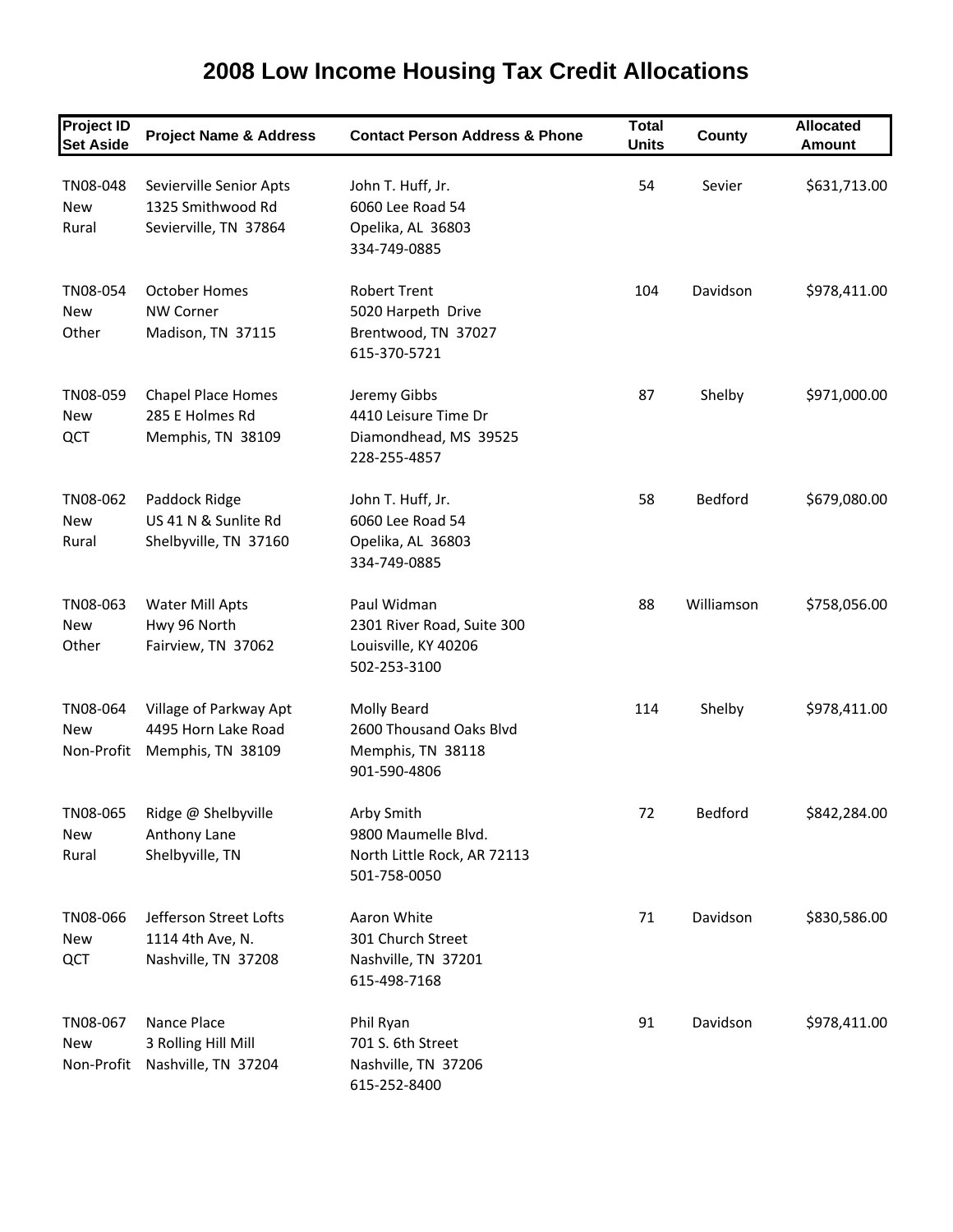# 2008 Low Income Housing Tax Credit Allocations

| Project ID Set Aside | Project Name & Address | Contact Person Address & Phone | Total Units | County | Allocated Amount |
|---|---|---|---|---|---|
| TN08-048<br>New<br>Rural | Sevierville Senior Apts<br>1325 Smithwood Rd<br>Sevierville, TN 37864 | John T. Huff, Jr.<br>6060 Lee Road 54<br>Opelika, AL 36803<br>334-749-0885 | 54 | Sevier | $631,713.00 |
| TN08-054<br>New<br>Other | October Homes<br>NW Corner<br>Madison, TN 37115 | Robert Trent<br>5020 Harpeth Drive<br>Brentwood, TN 37027<br>615-370-5721 | 104 | Davidson | $978,411.00 |
| TN08-059<br>New<br>QCT | Chapel Place Homes<br>285 E Holmes Rd<br>Memphis, TN 38109 | Jeremy Gibbs<br>4410 Leisure Time Dr<br>Diamondhead, MS 39525<br>228-255-4857 | 87 | Shelby | $971,000.00 |
| TN08-062<br>New<br>Rural | Paddock Ridge<br>US 41 N & Sunlite Rd<br>Shelbyville, TN 37160 | John T. Huff, Jr.<br>6060 Lee Road 54<br>Opelika, AL 36803<br>334-749-0885 | 58 | Bedford | $679,080.00 |
| TN08-063<br>New<br>Other | Water Mill Apts<br>Hwy 96 North<br>Fairview, TN 37062 | Paul Widman<br>2301 River Road, Suite 300<br>Louisville, KY 40206<br>502-253-3100 | 88 | Williamson | $758,056.00 |
| TN08-064<br>New<br>Non-Profit | Village of Parkway Apt<br>4495 Horn Lake Road<br>Memphis, TN 38109 | Molly Beard<br>2600 Thousand Oaks Blvd<br>Memphis, TN 38118<br>901-590-4806 | 114 | Shelby | $978,411.00 |
| TN08-065<br>New<br>Rural | Ridge @ Shelbyville<br>Anthony Lane<br>Shelbyville, TN | Arby Smith<br>9800 Maumelle Blvd.<br>North Little Rock, AR 72113<br>501-758-0050 | 72 | Bedford | $842,284.00 |
| TN08-066<br>New<br>QCT | Jefferson Street Lofts<br>1114 4th Ave, N.<br>Nashville, TN 37208 | Aaron White<br>301 Church Street<br>Nashville, TN 37201<br>615-498-7168 | 71 | Davidson | $830,586.00 |
| TN08-067<br>New<br>Non-Profit | Nance Place<br>3 Rolling Hill Mill<br>Nashville, TN 37204 | Phil Ryan<br>701 S. 6th Street<br>Nashville, TN 37206<br>615-252-8400 | 91 | Davidson | $978,411.00 |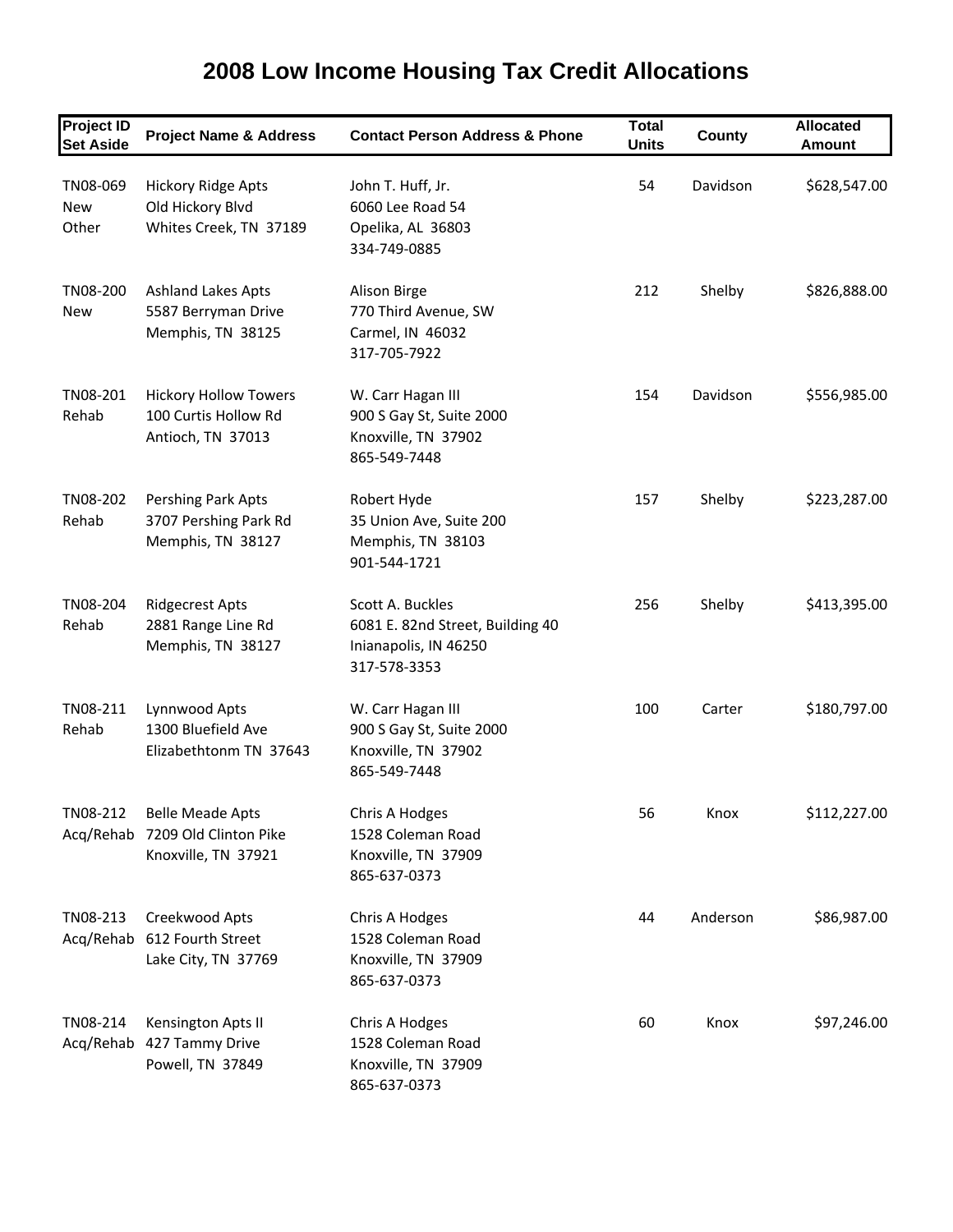# 2008 Low Income Housing Tax Credit Allocations

| Project ID Set Aside | Project Name & Address | Contact Person Address & Phone | Total Units | County | Allocated Amount |
|---|---|---|---|---|---|
| TN08-069 New Other | Hickory Ridge Apts Old Hickory Blvd Whites Creek, TN 37189 | John T. Huff, Jr. 6060 Lee Road 54 Opelika, AL 36803 334-749-0885 | 54 | Davidson | $628,547.00 |
| TN08-200 New | Ashland Lakes Apts 5587 Berryman Drive Memphis, TN 38125 | Alison Birge 770 Third Avenue, SW Carmel, IN 46032 317-705-7922 | 212 | Shelby | $826,888.00 |
| TN08-201 Rehab | Hickory Hollow Towers 100 Curtis Hollow Rd Antioch, TN 37013 | W. Carr Hagan III 900 S Gay St, Suite 2000 Knoxville, TN 37902 865-549-7448 | 154 | Davidson | $556,985.00 |
| TN08-202 Rehab | Pershing Park Apts 3707 Pershing Park Rd Memphis, TN 38127 | Robert Hyde 35 Union Ave, Suite 200 Memphis, TN 38103 901-544-1721 | 157 | Shelby | $223,287.00 |
| TN08-204 Rehab | Ridgecrest Apts 2881 Range Line Rd Memphis, TN 38127 | Scott A. Buckles 6081 E. 82nd Street, Building 40 Inianapolis, IN 46250 317-578-3353 | 256 | Shelby | $413,395.00 |
| TN08-211 Rehab | Lynnwood Apts 1300 Bluefield Ave Elizabethtonm TN 37643 | W. Carr Hagan III 900 S Gay St, Suite 2000 Knoxville, TN 37902 865-549-7448 | 100 | Carter | $180,797.00 |
| TN08-212 Acq/Rehab | Belle Meade Apts 7209 Old Clinton Pike Knoxville, TN 37921 | Chris A Hodges 1528 Coleman Road Knoxville, TN 37909 865-637-0373 | 56 | Knox | $112,227.00 |
| TN08-213 Acq/Rehab | Creekwood Apts 612 Fourth Street Lake City, TN 37769 | Chris A Hodges 1528 Coleman Road Knoxville, TN 37909 865-637-0373 | 44 | Anderson | $86,987.00 |
| TN08-214 Acq/Rehab | Kensington Apts II 427 Tammy Drive Powell, TN 37849 | Chris A Hodges 1528 Coleman Road Knoxville, TN 37909 865-637-0373 | 60 | Knox | $97,246.00 |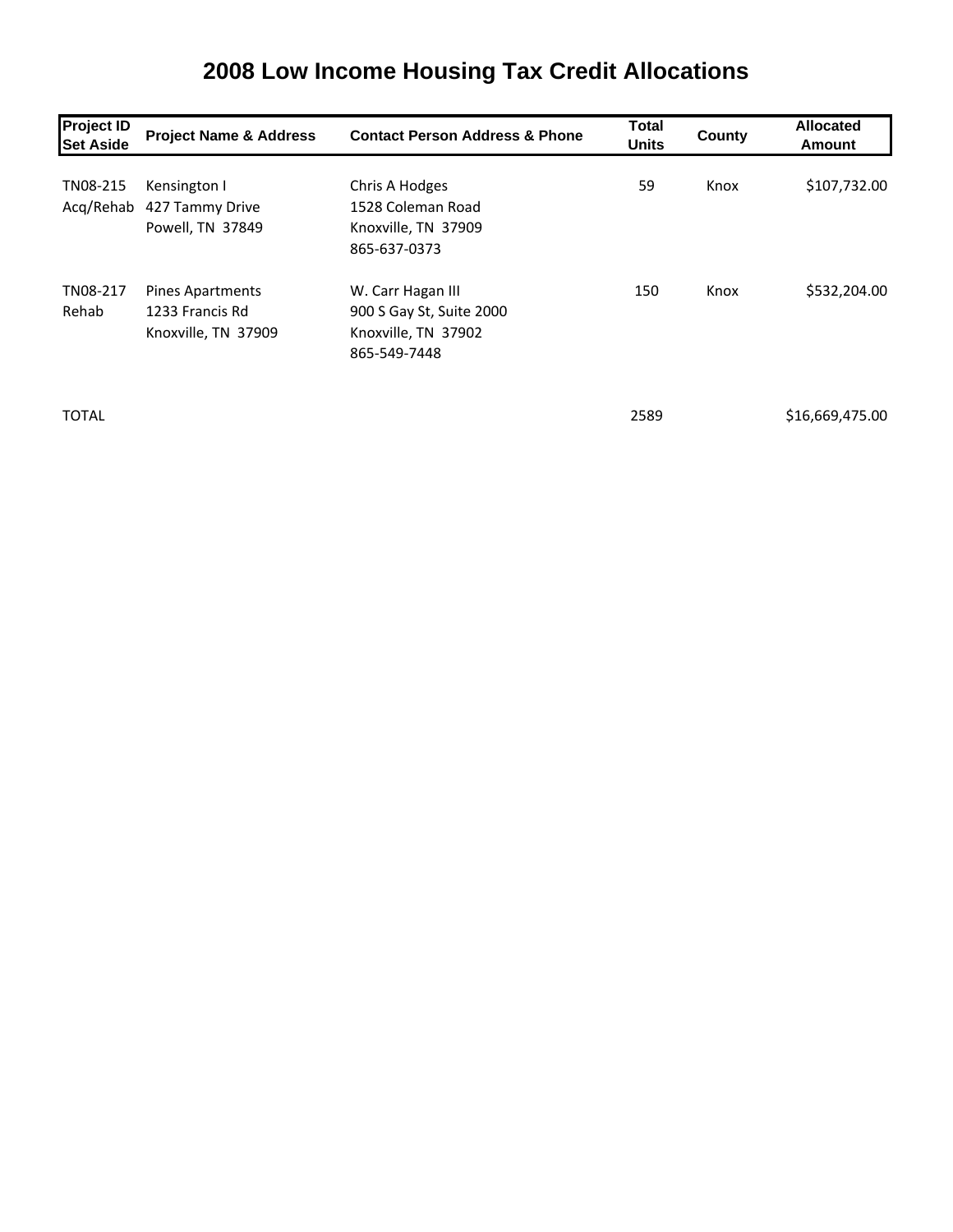# 2008 Low Income Housing Tax Credit Allocations

| Project ID Set Aside | Project Name & Address | Contact Person Address & Phone | Total Units | County | Allocated Amount |
|---|---|---|---|---|---|
| TN08-215 Acq/Rehab | Kensington I 427 Tammy Drive Powell, TN 37849 | Chris A Hodges 1528 Coleman Road Knoxville, TN 37909 865-637-0373 | 59 | Knox | $107,732.00 |
| TN08-217 Rehab | Pines Apartments 1233 Francis Rd Knoxville, TN 37909 | W. Carr Hagan III 900 S Gay St, Suite 2000 Knoxville, TN 37902 865-549-7448 | 150 | Knox | $532,204.00 |
| TOTAL | | | 2589 | | $16,669,475.00 |